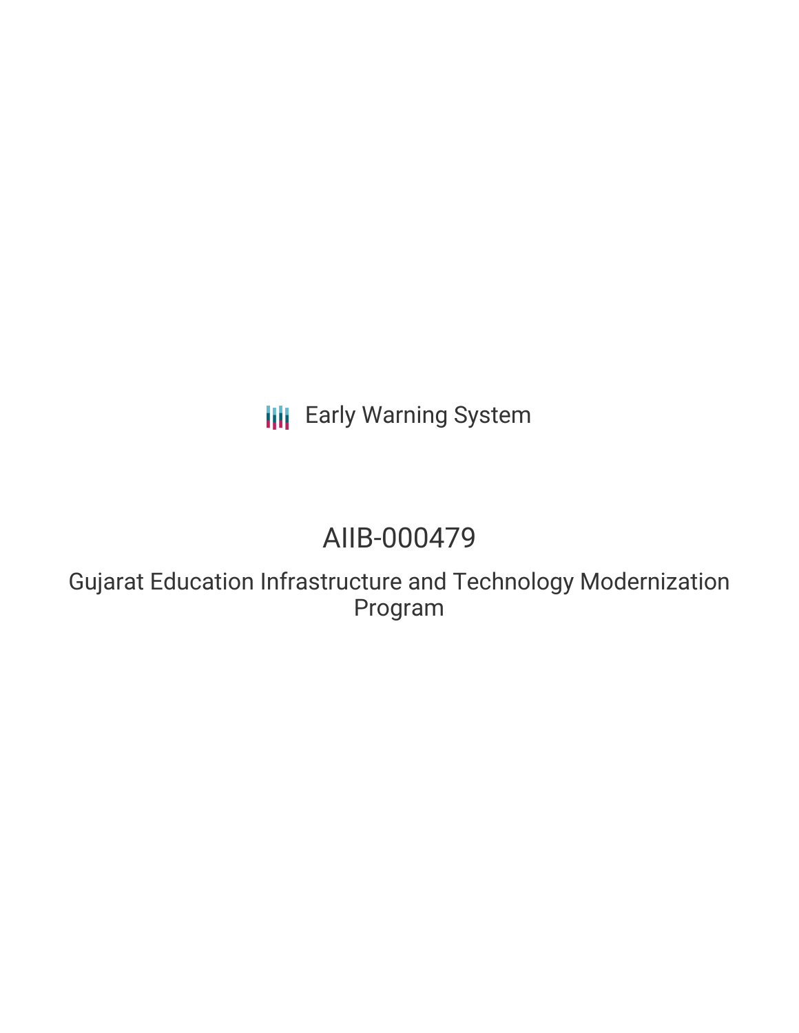Early Warning System

# AIIB-000479

## Gujarat Education Infrastructure and Technology Modernization Program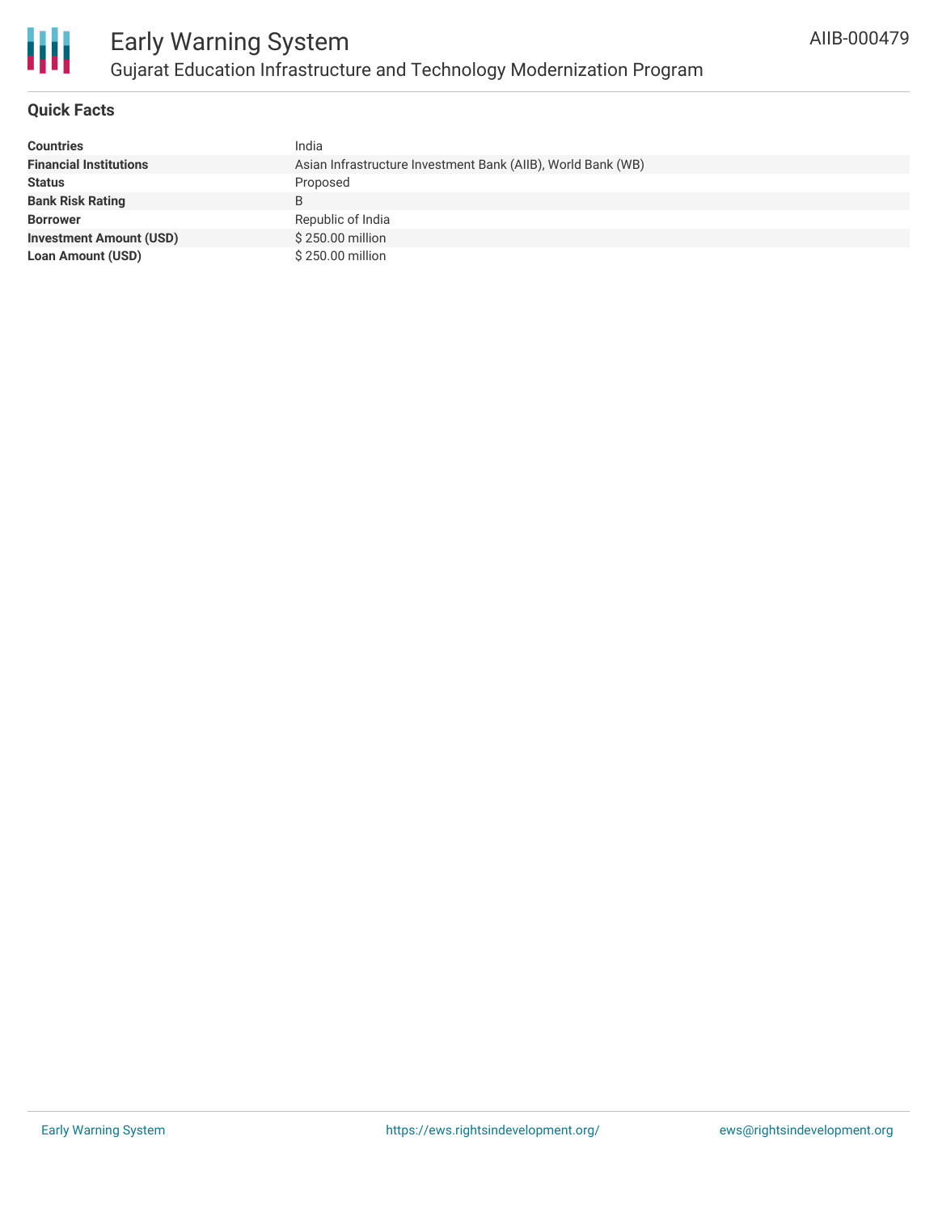## Quick Facts

| | |
|---|---|
| **Countries** | India |
| **Financial Institutions** | Asian Infrastructure Investment Bank (AIIB), World Bank (WB) |
| **Status** | Proposed |
| **Bank Risk Rating** | B |
| **Borrower** | Republic of India |
| **Investment Amount (USD)** | $ 250.00 million |
| **Loan Amount (USD)** | $ 250.00 million |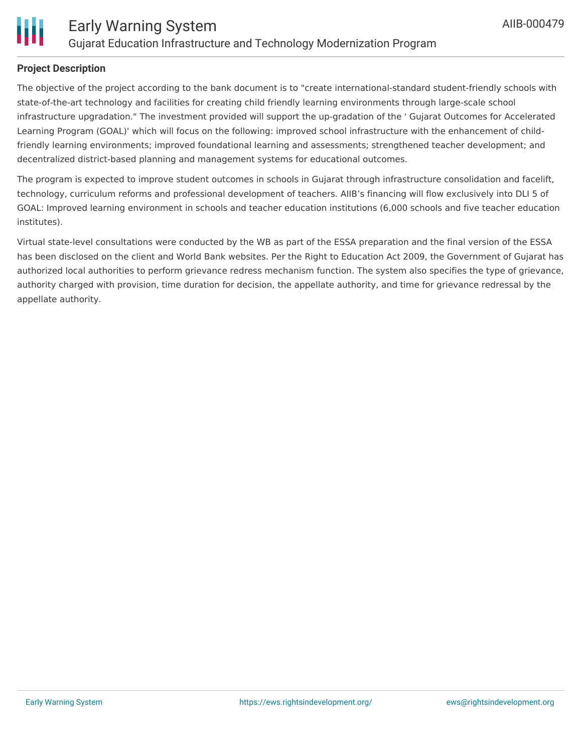## Project Description

The objective of the project according to the bank document is to "create international-standard student-friendly schools with state-of-the-art technology and facilities for creating child friendly learning environments through large-scale school infrastructure upgradation." The investment provided will support the up-gradation of the ' Gujarat Outcomes for Accelerated Learning Program (GOAL)' which will focus on the following: improved school infrastructure with the enhancement of child-friendly learning environments; improved foundational learning and assessments; strengthened teacher development; and decentralized district-based planning and management systems for educational outcomes.

The program is expected to improve student outcomes in schools in Gujarat through infrastructure consolidation and facelift, technology, curriculum reforms and professional development of teachers. AIIB's financing will flow exclusively into DLI 5 of GOAL: Improved learning environment in schools and teacher education institutions (6,000 schools and five teacher education institutes).

Virtual state-level consultations were conducted by the WB as part of the ESSA preparation and the final version of the ESSA has been disclosed on the client and World Bank websites. Per the Right to Education Act 2009, the Government of Gujarat has authorized local authorities to perform grievance redress mechanism function. The system also specifies the type of grievance, authority charged with provision, time duration for decision, the appellate authority, and time for grievance redressal by the appellate authority.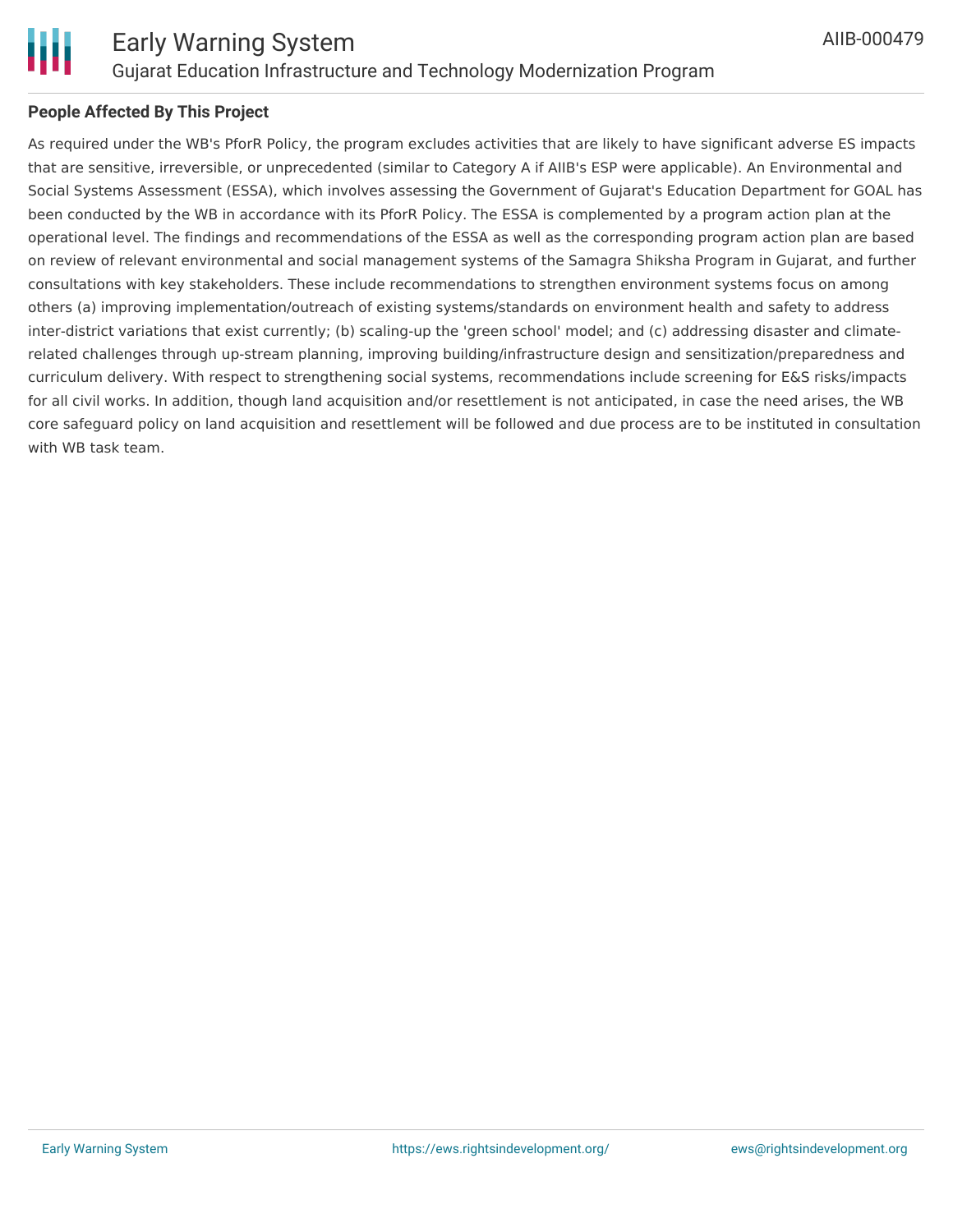## People Affected By This Project

As required under the WB's PforR Policy, the program excludes activities that are likely to have significant adverse ES impacts that are sensitive, irreversible, or unprecedented (similar to Category A if AIIB's ESP were applicable). An Environmental and Social Systems Assessment (ESSA), which involves assessing the Government of Gujarat's Education Department for GOAL has been conducted by the WB in accordance with its PforR Policy. The ESSA is complemented by a program action plan at the operational level. The findings and recommendations of the ESSA as well as the corresponding program action plan are based on review of relevant environmental and social management systems of the Samagra Shiksha Program in Gujarat, and further consultations with key stakeholders. These include recommendations to strengthen environment systems focus on among others (a) improving implementation/outreach of existing systems/standards on environment health and safety to address inter-district variations that exist currently; (b) scaling-up the 'green school' model; and (c) addressing disaster and climate-related challenges through up-stream planning, improving building/infrastructure design and sensitization/preparedness and curriculum delivery. With respect to strengthening social systems, recommendations include screening for E&S risks/impacts for all civil works. In addition, though land acquisition and/or resettlement is not anticipated, in case the need arises, the WB core safeguard policy on land acquisition and resettlement will be followed and due process are to be instituted in consultation with WB task team.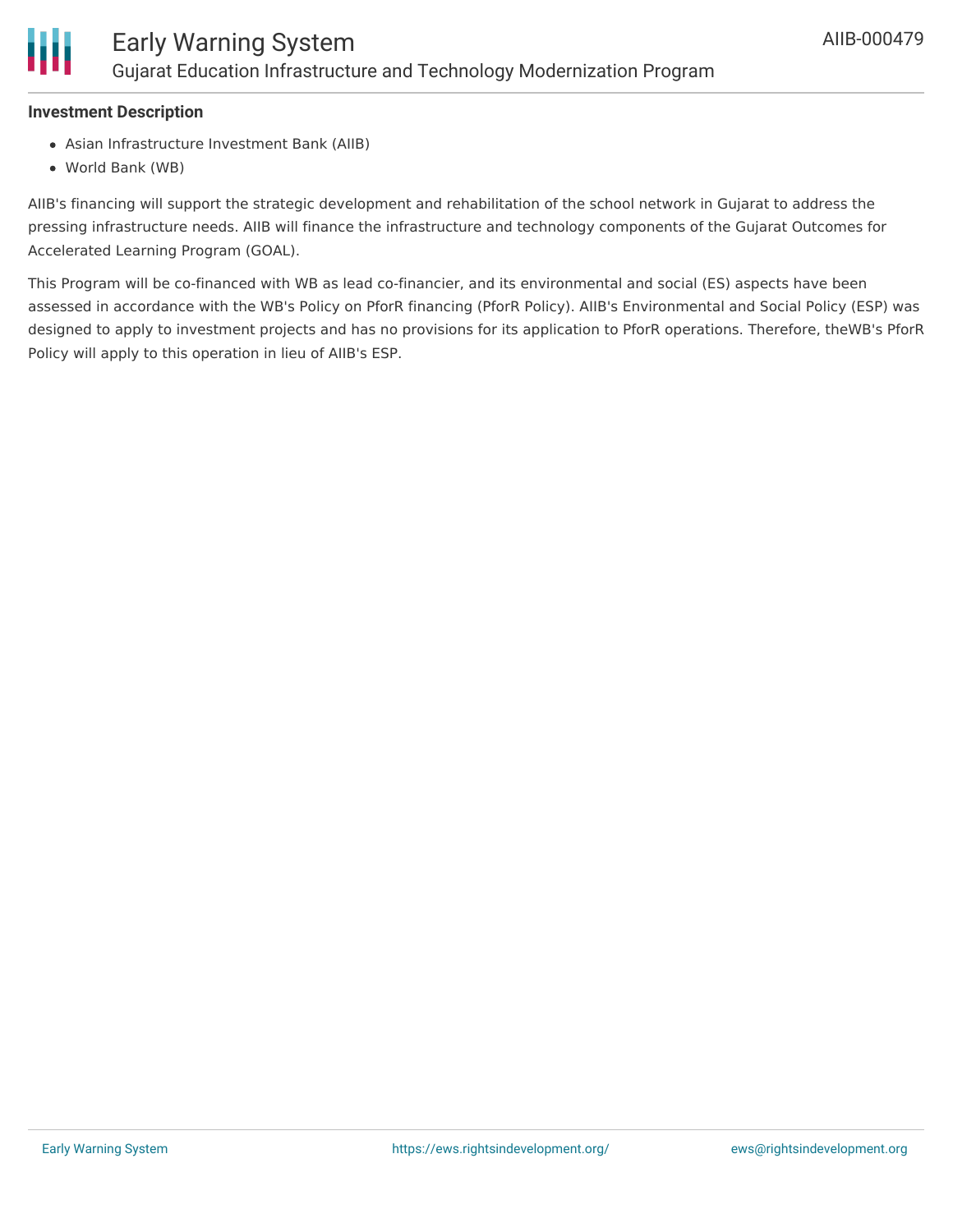**Investment Description**

- Asian Infrastructure Investment Bank (AIIB)
- World Bank (WB)

AIIB's financing will support the strategic development and rehabilitation of the school network in Gujarat to address the pressing infrastructure needs. AIIB will finance the infrastructure and technology components of the Gujarat Outcomes for Accelerated Learning Program (GOAL).

This Program will be co-financed with WB as lead co-financier, and its environmental and social (ES) aspects have been assessed in accordance with the WB's Policy on PforR financing (PforR Policy). AIIB's Environmental and Social Policy (ESP) was designed to apply to investment projects and has no provisions for its application to PforR operations. Therefore, theWB's PforR Policy will apply to this operation in lieu of AIIB's ESP.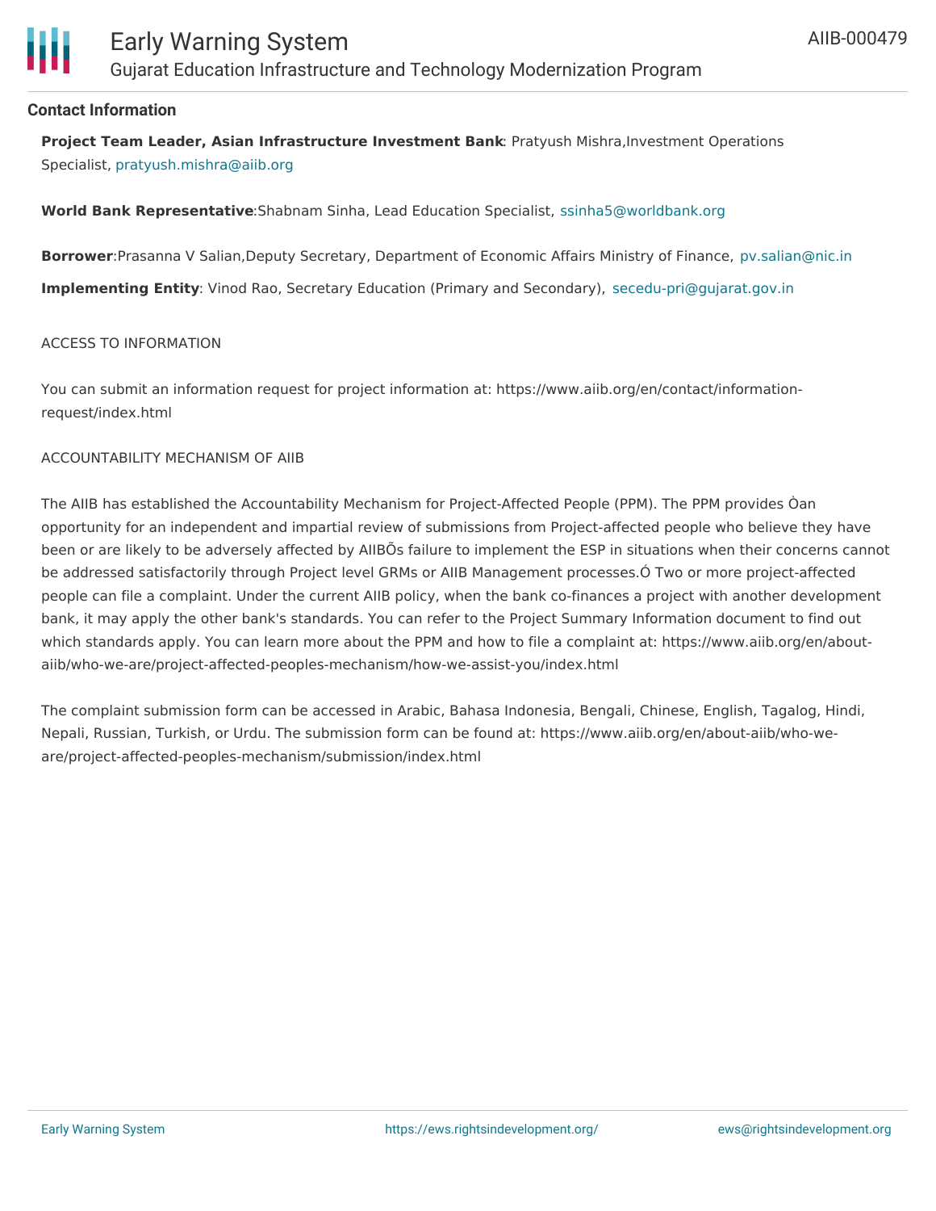### Contact Information

**Project Team Leader, Asian Infrastructure Investment Bank**: Pratyush Mishra,Investment Operations Specialist, pratyush.mishra@aiib.org

**World Bank Representative**:Shabnam Sinha, Lead Education Specialist, ssinha5@worldbank.org

**Borrower**:Prasanna V Salian,Deputy Secretary, Department of Economic Affairs Ministry of Finance, pv.salian@nic.in

**Implementing Entity**: Vinod Rao, Secretary Education (Primary and Secondary), secedu-pri@gujarat.gov.in

ACCESS TO INFORMATION

You can submit an information request for project information at: https://www.aiib.org/en/contact/information-request/index.html

ACCOUNTABILITY MECHANISM OF AIIB

The AIIB has established the Accountability Mechanism for Project-Affected People (PPM). The PPM provides Òan opportunity for an independent and impartial review of submissions from Project-affected people who believe they have been or are likely to be adversely affected by AIIBÕs failure to implement the ESP in situations when their concerns cannot be addressed satisfactorily through Project level GRMs or AIIB Management processes.Ó Two or more project-affected people can file a complaint. Under the current AIIB policy, when the bank co-finances a project with another development bank, it may apply the other bank's standards. You can refer to the Project Summary Information document to find out which standards apply. You can learn more about the PPM and how to file a complaint at: https://www.aiib.org/en/about-aiib/who-we-are/project-affected-peoples-mechanism/how-we-assist-you/index.html

The complaint submission form can be accessed in Arabic, Bahasa Indonesia, Bengali, Chinese, English, Tagalog, Hindi, Nepali, Russian, Turkish, or Urdu. The submission form can be found at: https://www.aiib.org/en/about-aiib/who-we-are/project-affected-peoples-mechanism/submission/index.html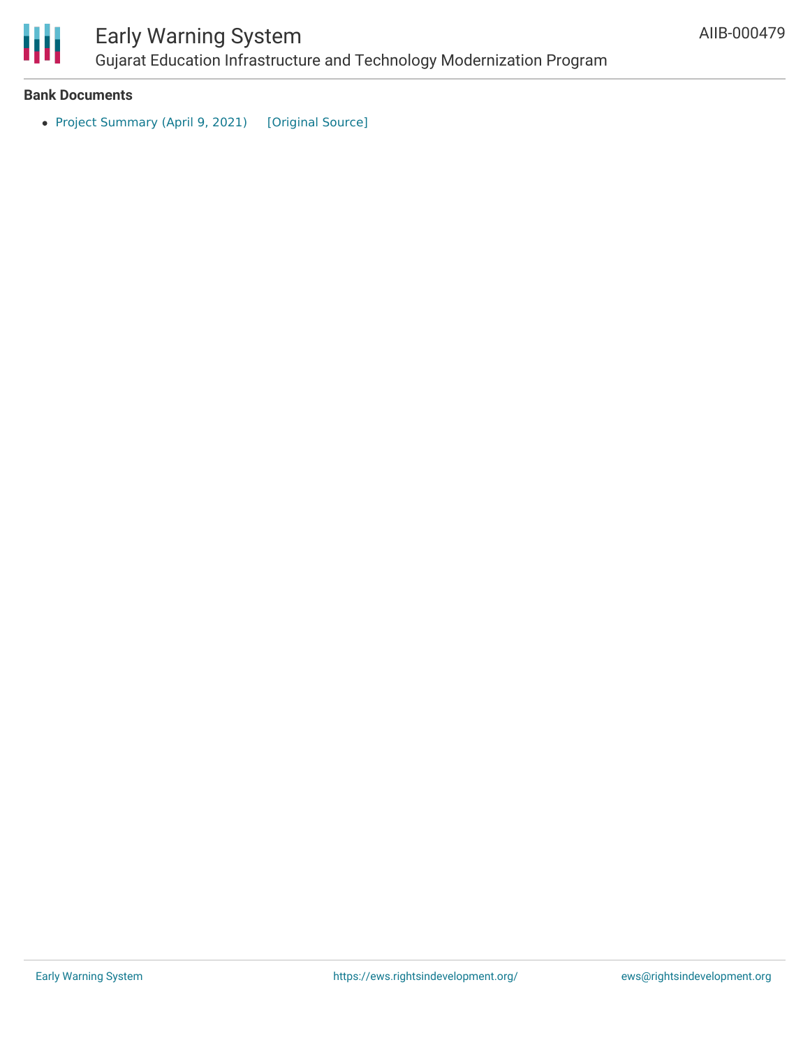**Bank Documents**

- Project Summary (April 9, 2021) [Original Source]